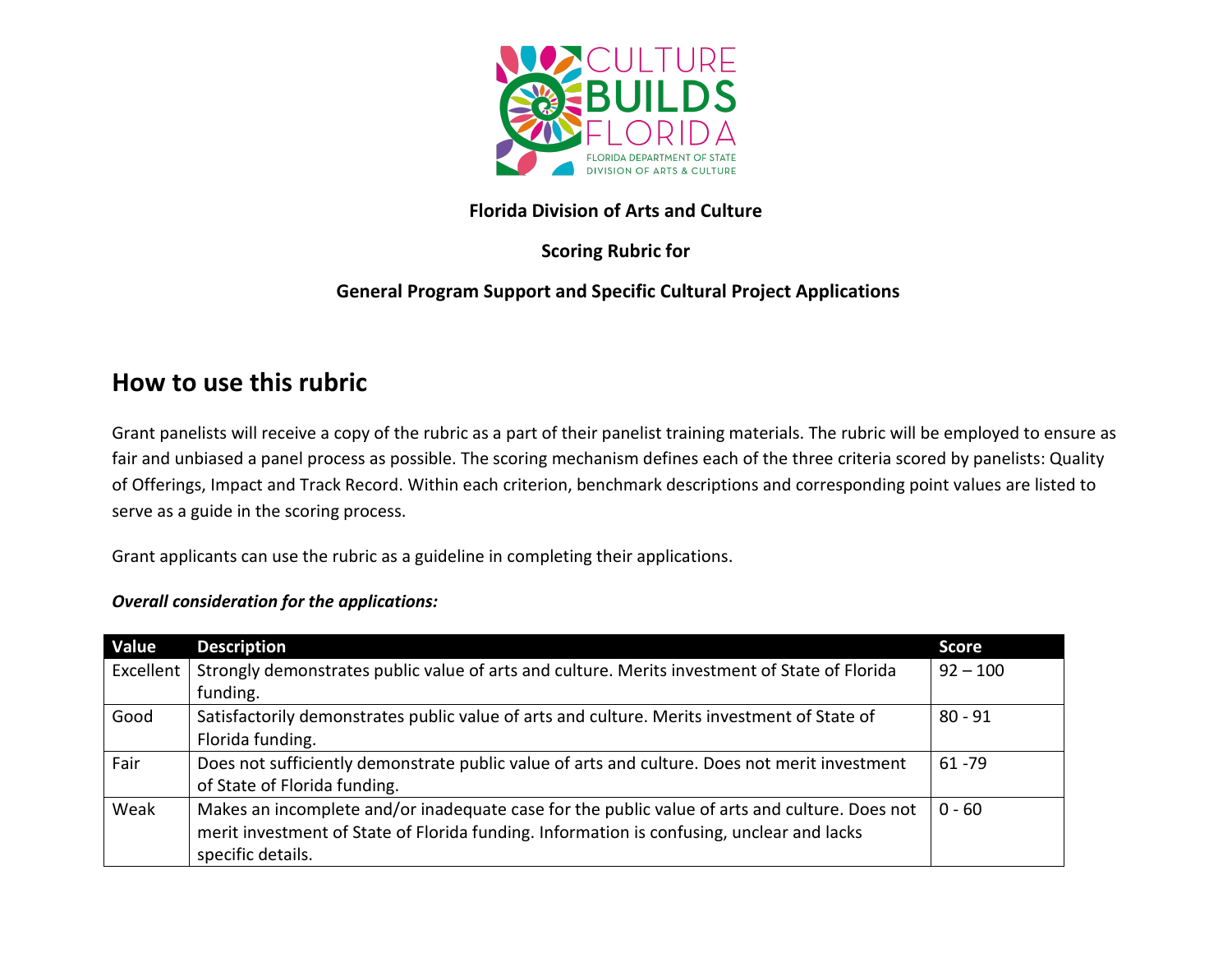**Florida Division of Arts and Culture**

**Scoring Rubric for**

**General Program Support and Specific Cultural Project Applications**

## How to use this rubric

Grant panelists will receive a copy of the rubric as a part of their panelist training materials. The rubric will be employed to ensure as fair and unbiased a panel process as possible. The scoring mechanism defines each of the three criteria scored by panelists: Quality of Offerings, Impact and Track Record. Within each criterion, benchmark descriptions and corresponding point values are listed to serve as a guide in the scoring process.

Grant applicants can use the rubric as a guideline in completing their applications.

***Overall consideration for the applications:***

| Value | Description | Score |
| --- | --- | --- |
| Excellent | Strongly demonstrates public value of arts and culture. Merits investment of State of Florida funding. | 92 – 100 |
| Good | Satisfactorily demonstrates public value of arts and culture. Merits investment of State of Florida funding. | 80 - 91 |
| Fair | Does not sufficiently demonstrate public value of arts and culture. Does not merit investment of State of Florida funding. | 61 -79 |
| Weak | Makes an incomplete and/or inadequate case for the public value of arts and culture. Does not merit investment of State of Florida funding. Information is confusing, unclear and lacks specific details. | 0 - 60 |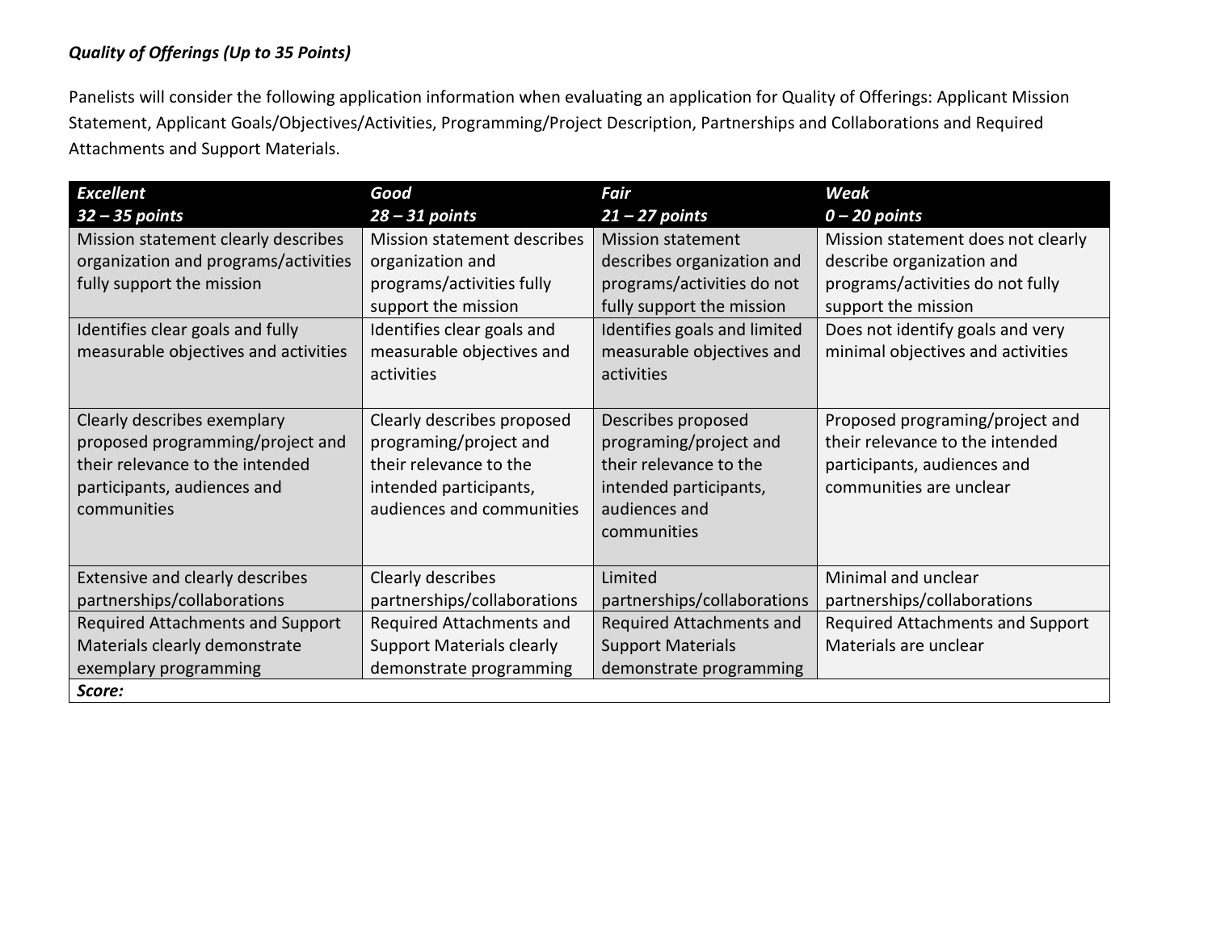***Quality of Offerings (Up to 35 Points)***

Panelists will consider the following application information when evaluating an application for Quality of Offerings: Applicant Mission Statement, Applicant Goals/Objectives/Activities, Programming/Project Description, Partnerships and Collaborations and Required Attachments and Support Materials.

| ***Excellent***<br>***32 – 35 points*** | ***Good***<br>***28 – 31 points*** | ***Fair***<br>***21 – 27 points*** | ***Weak***<br>***0 – 20 points*** |
|---|---|---|---|
| Mission statement clearly describes organization and programs/activities fully support the mission | Mission statement describes organization and programs/activities fully support the mission | Mission statement describes organization and programs/activities do not fully support the mission | Mission statement does not clearly describe organization and programs/activities do not fully support the mission |
| Identifies clear goals and fully measurable objectives and activities | Identifies clear goals and measurable objectives and activities | Identifies goals and limited measurable objectives and activities | Does not identify goals and very minimal objectives and activities |
| Clearly describes exemplary proposed programming/project and their relevance to the intended participants, audiences and communities | Clearly describes proposed programing/project and their relevance to the intended participants, audiences and communities | Describes proposed programing/project and their relevance to the intended participants, audiences and communities | Proposed programing/project and their relevance to the intended participants, audiences and communities are unclear |
| Extensive and clearly describes partnerships/collaborations | Clearly describes partnerships/collaborations | Limited partnerships/collaborations | Minimal and unclear partnerships/collaborations |
| Required Attachments and Support Materials clearly demonstrate exemplary programming | Required Attachments and Support Materials clearly demonstrate programming | Required Attachments and Support Materials demonstrate programming | Required Attachments and Support Materials are unclear |
| ***Score:*** | | | |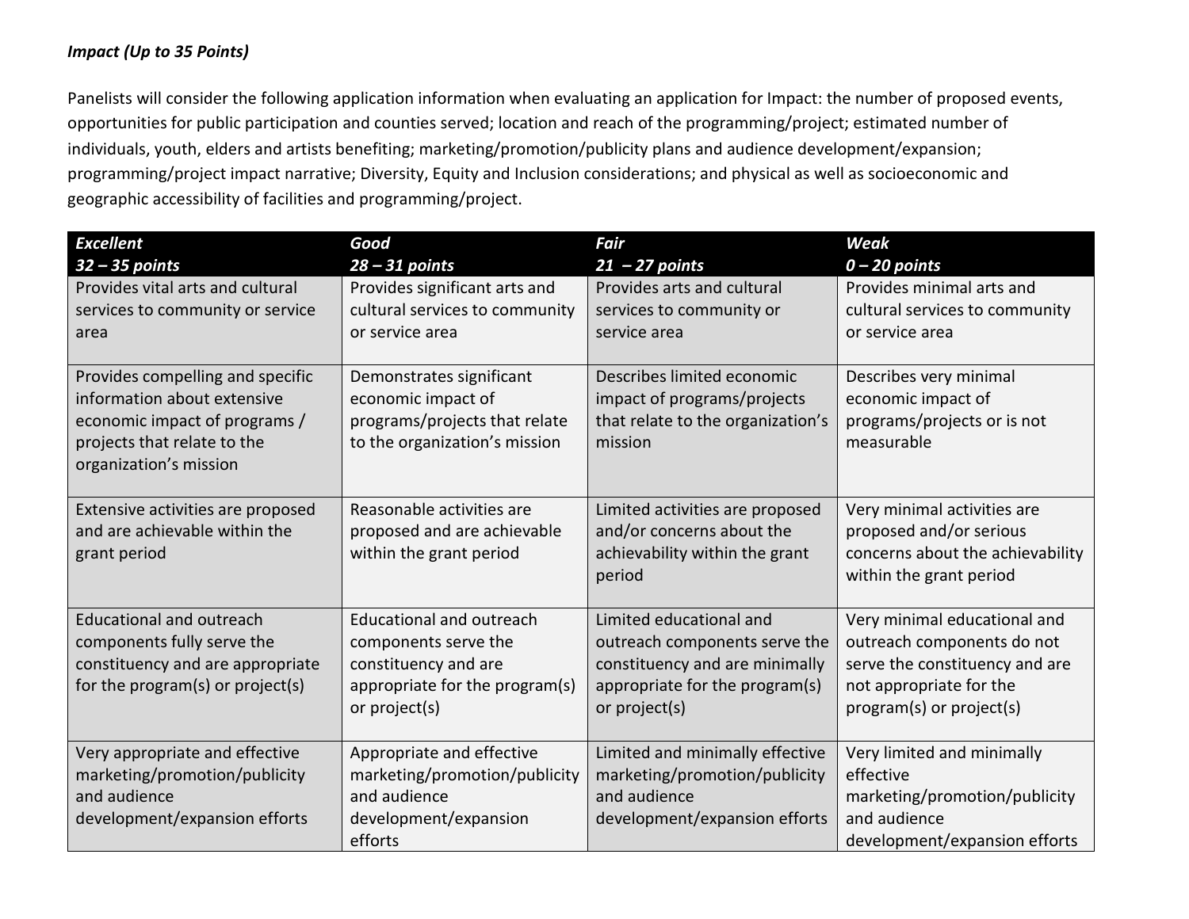***Impact (Up to 35 Points)***

Panelists will consider the following application information when evaluating an application for Impact: the number of proposed events, opportunities for public participation and counties served; location and reach of the programming/project; estimated number of individuals, youth, elders and artists benefiting; marketing/promotion/publicity plans and audience development/expansion; programming/project impact narrative; Diversity, Equity and Inclusion considerations; and physical as well as socioeconomic and geographic accessibility of facilities and programming/project.

| ***Excellent*** ***32 – 35 points*** | ***Good*** ***28 – 31 points*** | ***Fair*** ***21 – 27 points*** | ***Weak*** ***0 – 20 points*** |
|---|---|---|---|
| Provides vital arts and cultural services to community or service area | Provides significant arts and cultural services to community or service area | Provides arts and cultural services to community or service area | Provides minimal arts and cultural services to community or service area |
| Provides compelling and specific information about extensive economic impact of programs / projects that relate to the organization's mission | Demonstrates significant economic impact of programs/projects that relate to the organization's mission | Describes limited economic impact of programs/projects that relate to the organization's mission | Describes very minimal economic impact of programs/projects or is not measurable |
| Extensive activities are proposed and are achievable within the grant period | Reasonable activities are proposed and are achievable within the grant period | Limited activities are proposed and/or concerns about the achievability within the grant period | Very minimal activities are proposed and/or serious concerns about the achievability within the grant period |
| Educational and outreach components fully serve the constituency and are appropriate for the program(s) or project(s) | Educational and outreach components serve the constituency and are appropriate for the program(s) or project(s) | Limited educational and outreach components serve the constituency and are minimally appropriate for the program(s) or project(s) | Very minimal educational and outreach components do not serve the constituency and are not appropriate for the program(s) or project(s) |
| Very appropriate and effective marketing/promotion/publicity and audience development/expansion efforts | Appropriate and effective marketing/promotion/publicity and audience development/expansion efforts | Limited and minimally effective marketing/promotion/publicity and audience development/expansion efforts | Very limited and minimally effective marketing/promotion/publicity and audience development/expansion efforts |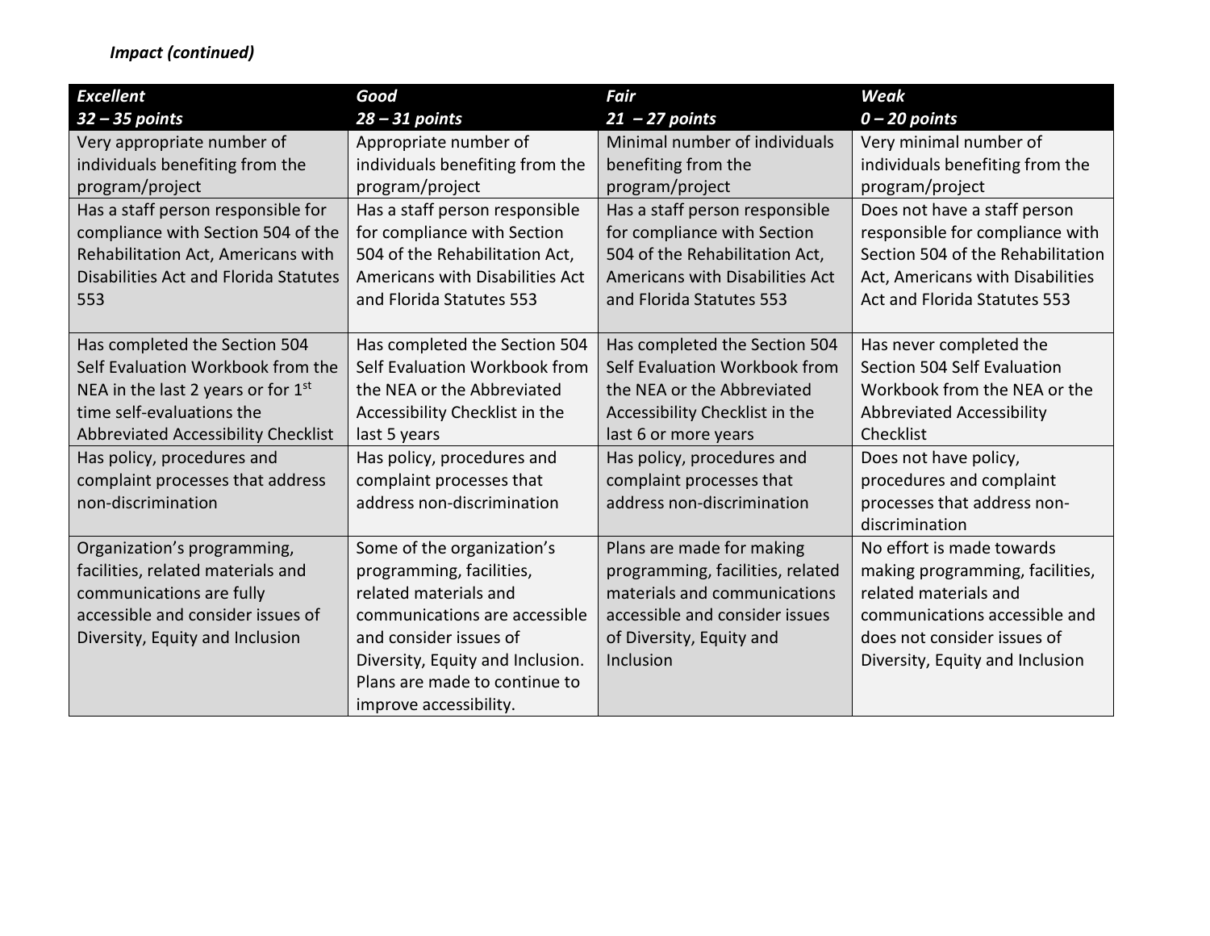***Impact (continued)***

| ***Excellent 32 – 35 points*** | ***Good 28 – 31 points*** | ***Fair 21 – 27 points*** | ***Weak 0 – 20 points*** |
|---|---|---|---|
| Very appropriate number of individuals benefiting from the program/project | Appropriate number of individuals benefiting from the program/project | Minimal number of individuals benefiting from the program/project | Very minimal number of individuals benefiting from the program/project |
| Has a staff person responsible for compliance with Section 504 of the Rehabilitation Act, Americans with Disabilities Act and Florida Statutes 553 | Has a staff person responsible for compliance with Section 504 of the Rehabilitation Act, Americans with Disabilities Act and Florida Statutes 553 | Has a staff person responsible for compliance with Section 504 of the Rehabilitation Act, Americans with Disabilities Act and Florida Statutes 553 | Does not have a staff person responsible for compliance with Section 504 of the Rehabilitation Act, Americans with Disabilities Act and Florida Statutes 553 |
| Has completed the Section 504 Self Evaluation Workbook from the NEA in the last 2 years or for 1st time self-evaluations the Abbreviated Accessibility Checklist | Has completed the Section 504 Self Evaluation Workbook from the NEA or the Abbreviated Accessibility Checklist in the last 5 years | Has completed the Section 504 Self Evaluation Workbook from the NEA or the Abbreviated Accessibility Checklist in the last 6 or more years | Has never completed the Section 504 Self Evaluation Workbook from the NEA or the Abbreviated Accessibility Checklist |
| Has policy, procedures and complaint processes that address non-discrimination | Has policy, procedures and complaint processes that address non-discrimination | Has policy, procedures and complaint processes that address non-discrimination | Does not have policy, procedures and complaint processes that address non-discrimination |
| Organization's programming, facilities, related materials and communications are fully accessible and consider issues of Diversity, Equity and Inclusion | Some of the organization's programming, facilities, related materials and communications are accessible and consider issues of Diversity, Equity and Inclusion. Plans are made to continue to improve accessibility. | Plans are made for making programming, facilities, related materials and communications accessible and consider issues of Diversity, Equity and Inclusion | No effort is made towards making programming, facilities, related materials and communications accessible and does not consider issues of Diversity, Equity and Inclusion |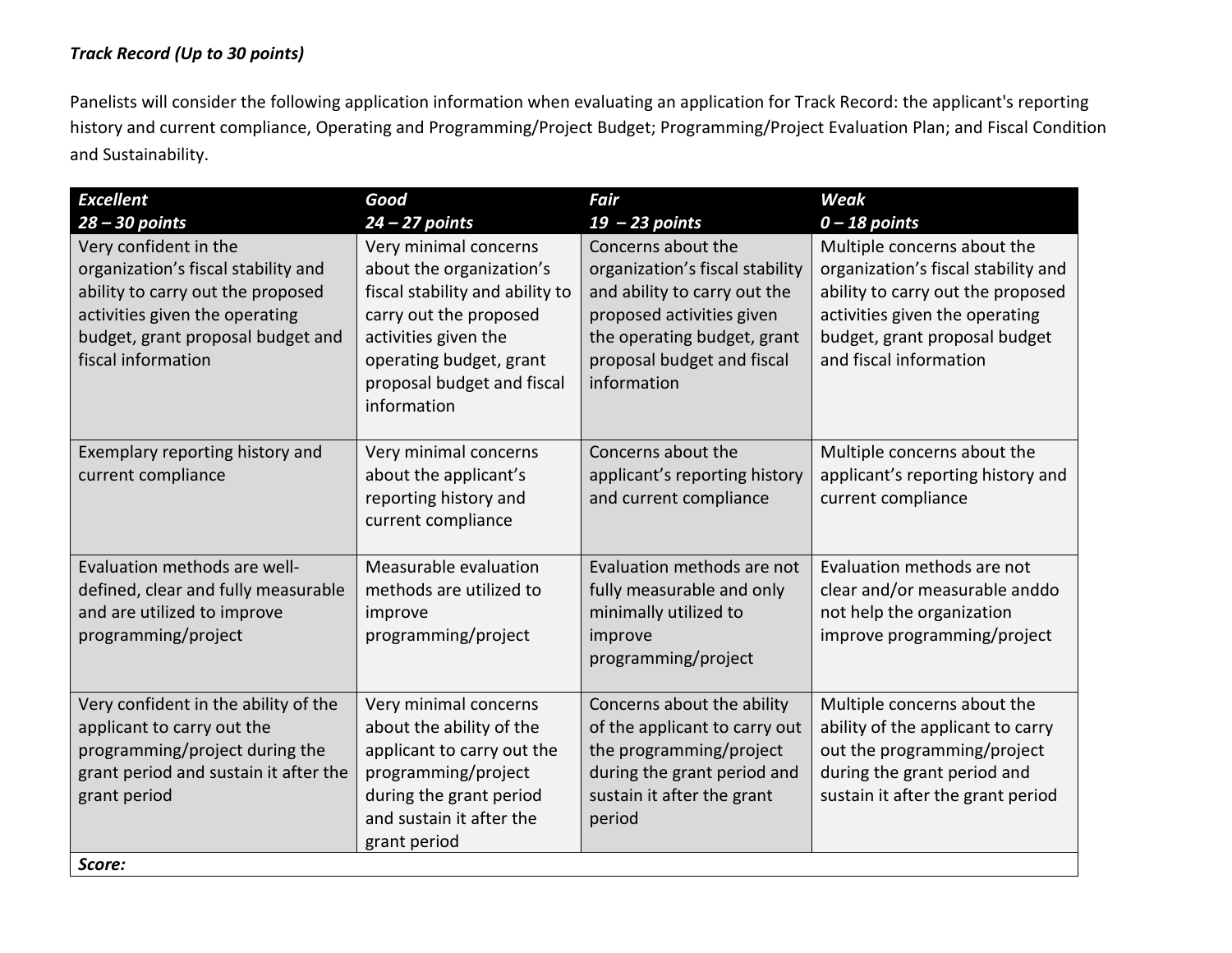***Track Record (Up to 30 points)***

Panelists will consider the following application information when evaluating an application for Track Record: the applicant's reporting history and current compliance, Operating and Programming/Project Budget; Programming/Project Evaluation Plan; and Fiscal Condition and Sustainability.

| ***Excellent 28 – 30 points*** | ***Good 24 – 27 points*** | ***Fair 19 – 23 points*** | ***Weak 0 – 18 points*** |
|---|---|---|---|
| Very confident in the organization's fiscal stability and ability to carry out the proposed activities given the operating budget, grant proposal budget and fiscal information | Very minimal concerns about the organization's fiscal stability and ability to carry out the proposed activities given the operating budget, grant proposal budget and fiscal information | Concerns about the organization's fiscal stability and ability to carry out the proposed activities given the operating budget, grant proposal budget and fiscal information | Multiple concerns about the organization's fiscal stability and ability to carry out the proposed activities given the operating budget, grant proposal budget and fiscal information |
| Exemplary reporting history and current compliance | Very minimal concerns about the applicant's reporting history and current compliance | Concerns about the applicant's reporting history and current compliance | Multiple concerns about the applicant's reporting history and current compliance |
| Evaluation methods are well-defined, clear and fully measurable and are utilized to improve programming/project | Measurable evaluation methods are utilized to improve programming/project | Evaluation methods are not fully measurable and only minimally utilized to improve programming/project | Evaluation methods are not clear and/or measurable anddo not help the organization improve programming/project |
| Very confident in the ability of the applicant to carry out the programming/project during the grant period and sustain it after the grant period | Very minimal concerns about the ability of the applicant to carry out the programming/project during the grant period and sustain it after the grant period | Concerns about the ability of the applicant to carry out the programming/project during the grant period and sustain it after the grant period | Multiple concerns about the ability of the applicant to carry out the programming/project during the grant period and sustain it after the grant period |
| ***Score:*** | | | |